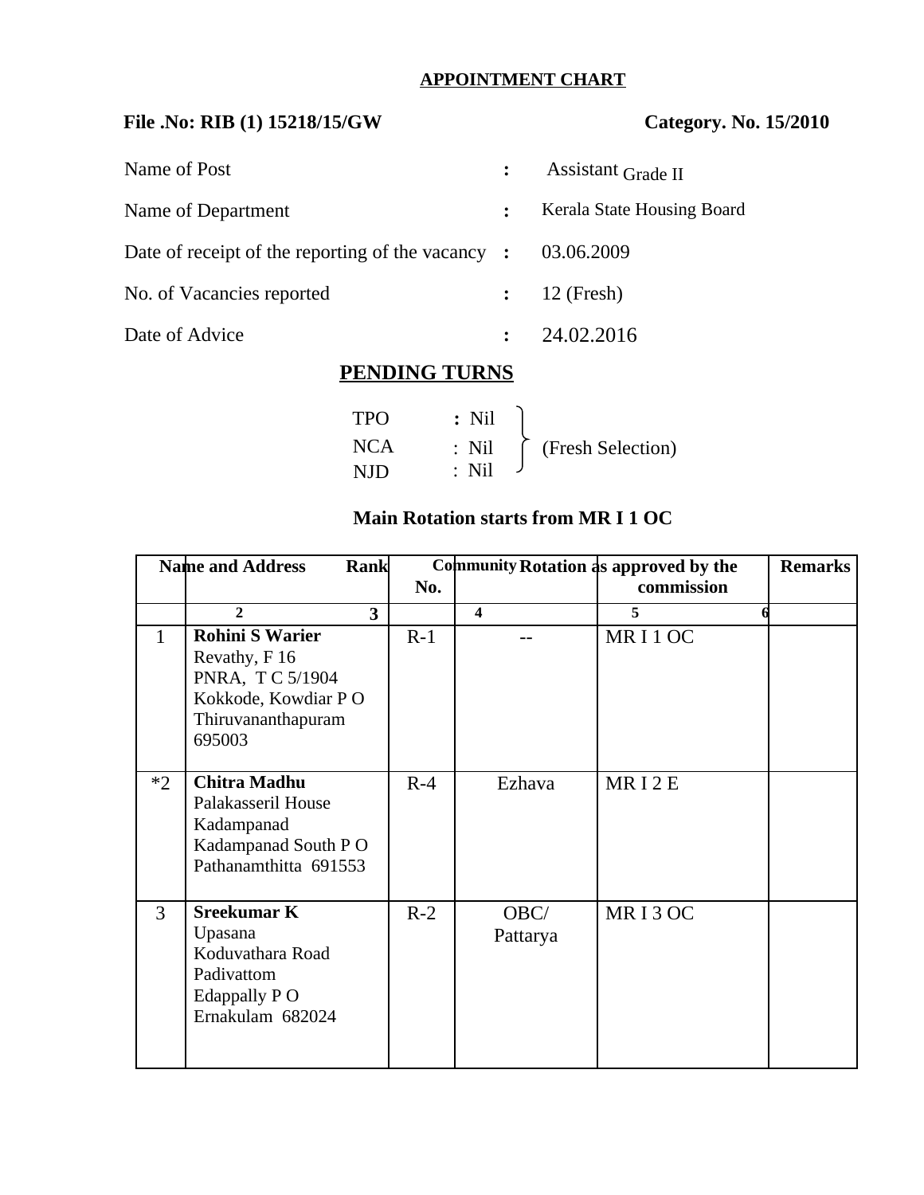## APPOINTMENT CHART

**File .No: RIB (1) 15218/15/GW** **Category. No. 15/2010**

Name of Post : Assistant Grade II

Name of Department : Kerala State Housing Board

Date of receipt of the reporting of the vacancy : 03.06.2009

No. of Vacancies reported : 12 (Fresh)

Date of Advice : 24.02.2016

## PENDING TURNS

TPO : Nil
NCA : Nil
NJD : Nil
(Fresh Selection)

**Main Rotation starts from MR I 1 OC**

| | Name and Address | Rank No. | Community | Rotation as approved by the commission | Remarks |
|---|---|---|---|---|---|
| | 2 | 3 | 4 | 5 | 6 |
| 1 | **Rohini S Warier**<br>Revathy, F 16<br>PNRA, T C 5/1904<br>Kokkode, Kowdiar P O<br>Thiruvananthapuram<br>695003 | R-1 | -- | MR I 1 OC | |
| *2 | **Chitra Madhu**<br>Palakasseril House<br>Kadampanad<br>Kadampanad South P O<br>Pathanamthitta 691553 | R-4 | Ezhava | MR I 2 E | |
| 3 | **Sreekumar K**<br>Upasana<br>Koduvathara Road<br>Padivattom<br>Edappally P O<br>Ernakulam 682024 | R-2 | OBC/<br>Pattarya | MR I 3 OC | |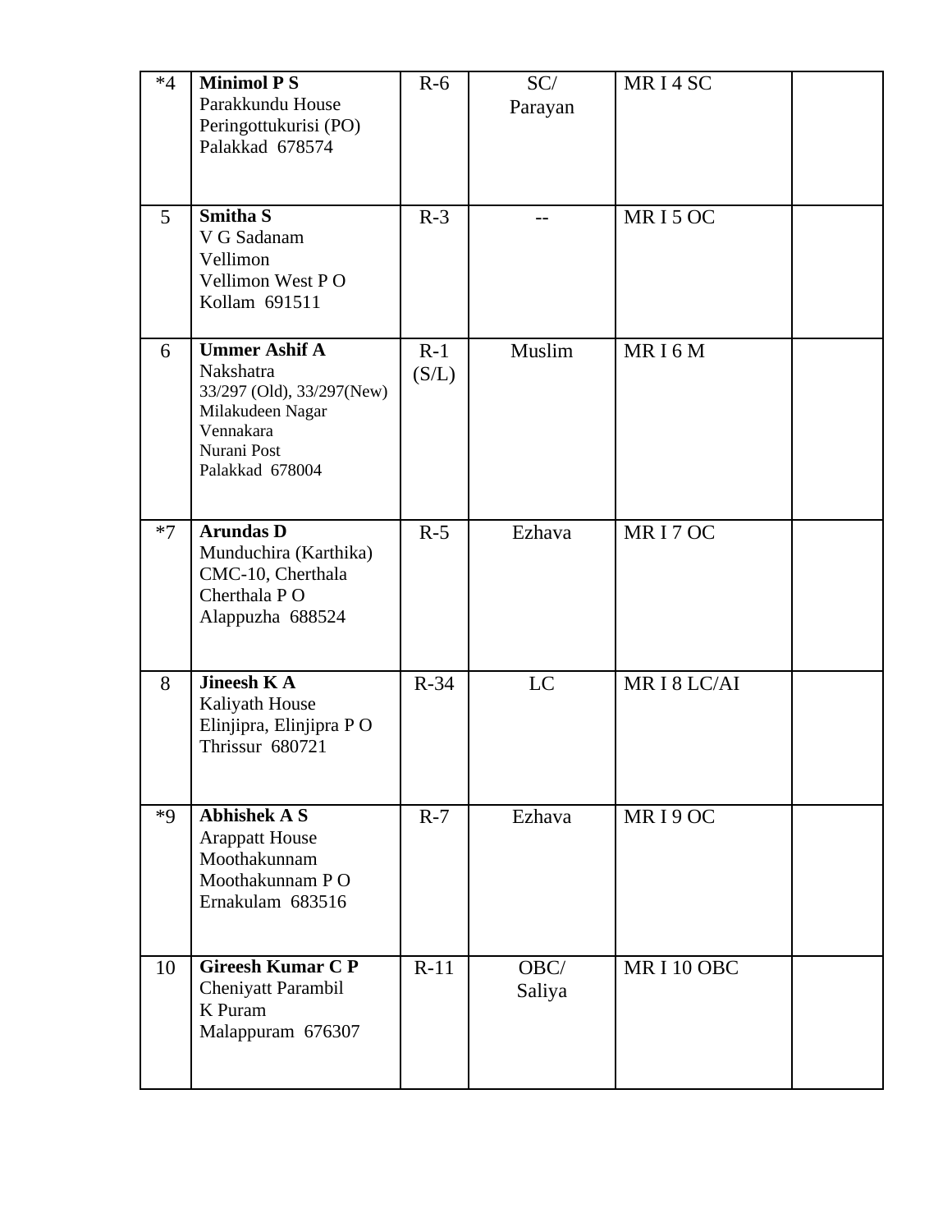| | | | | | |
|---|---|---|---|---|---|
| *4 | **Minimol P S**<br>Parakkundu House<br>Peringottukurisi (PO)<br>Palakkad 678574 | R-6 | SC/<br>Parayan | MR I 4 SC | |
| 5 | **Smitha S**<br>V G Sadanam<br>Vellimon<br>Vellimon West P O<br>Kollam 691511 | R-3 | -- | MR I 5 OC | |
| 6 | **Ummer Ashif A**<br>Nakshatra<br>33/297 (Old), 33/297(New)<br>Milakudeen Nagar<br>Vennakara<br>Nurani Post<br>Palakkad 678004 | R-1<br>(S/L) | Muslim | MR I 6 M | |
| *7 | **Arundas D**<br>Munduchira (Karthika)<br>CMC-10, Cherthala<br>Cherthala P O<br>Alappuzha 688524 | R-5 | Ezhava | MR I 7 OC | |
| 8 | **Jineesh K A**<br>Kaliyath House<br>Elinjipra, Elinjipra P O<br>Thrissur 680721 | R-34 | LC | MR I 8 LC/AI | |
| *9 | **Abhishek A S**<br>Arappatt House<br>Moothakunnam<br>Moothakunnam P O<br>Ernakulam 683516 | R-7 | Ezhava | MR I 9 OC | |
| 10 | **Gireesh Kumar C P**<br>Cheniyatt Parambil<br>K Puram<br>Malappuram 676307 | R-11 | OBC/<br>Saliya | MR I 10 OBC | |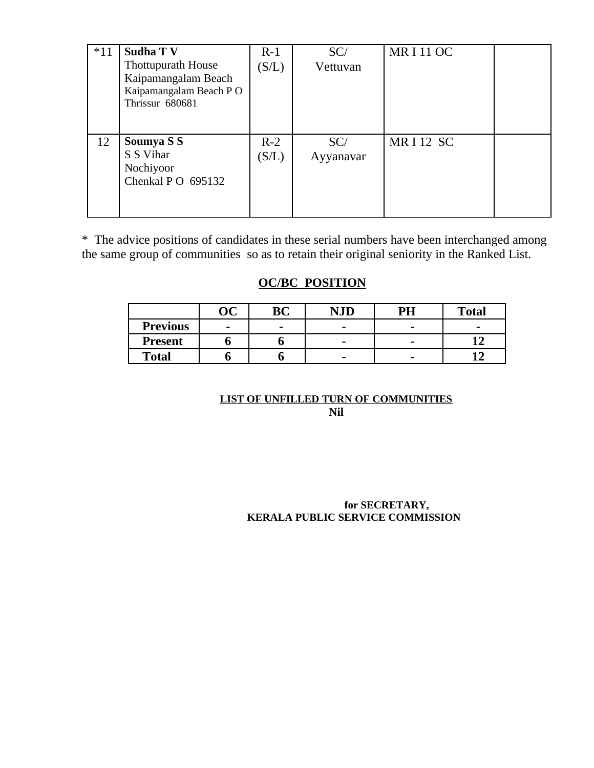| | | | | | |
|---|---|---|---|---|---|
| *11 | **Sudha T V**<br>Thottupurath House<br>Kaipamangalam Beach<br>Kaipamangalam Beach P O<br>Thrissur 680681 | R-1<br>(S/L) | SC/<br>Vettuvan | MR I 11 OC | |
| 12 | **Soumya S S**<br>S S Vihar<br>Nochiyoor<br>Chenkal P O 695132 | R-2<br>(S/L) | SC/<br>Ayyanavar | MR I 12 SC | |

* The advice positions of candidates in these serial numbers have been interchanged among the same group of communities so as to retain their original seniority in the Ranked List.

## OC/BC POSITION

| | OC | BC | NJD | PH | Total |
|---|---|---|---|---|---|
| **Previous** | - | - | - | - | - |
| **Present** | 6 | 6 | - | - | 12 |
| **Total** | 6 | 6 | - | - | 12 |

**LIST OF UNFILLED TURN OF COMMUNITIES**

**Nil**

**for SECRETARY,**
**KERALA PUBLIC SERVICE COMMISSION**